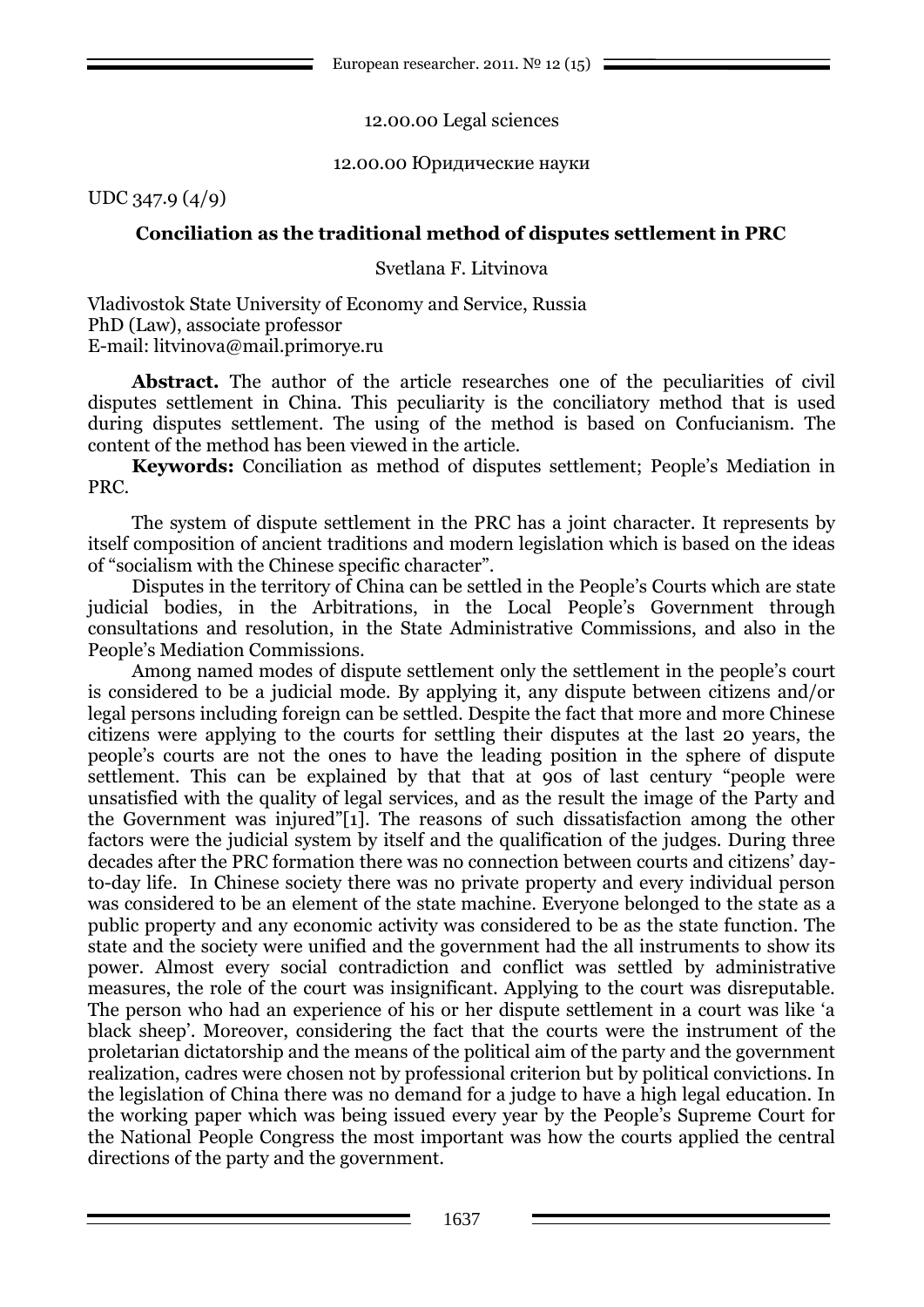12.00.00 Legal sciences

12.00.00 Юридические науки

UDC 347.9 (4/9)

## Conciliation as the traditional method of disputes settlement in PRC

Svetlana F. Litvinova

Vladivostok State University of Economy and Service, Russia
PhD (Law), associate professor
E-mail: litvinova@mail.primorye.ru

**Abstract.** The author of the article researches one of the peculiarities of civil disputes settlement in China. This peculiarity is the conciliatory method that is used during disputes settlement. The using of the method is based on Confucianism. The content of the method has been viewed in the article.

**Keywords:** Conciliation as method of disputes settlement; People's Mediation in PRC.

The system of dispute settlement in the PRC has a joint character. It represents by itself composition of ancient traditions and modern legislation which is based on the ideas of "socialism with the Chinese specific character".

Disputes in the territory of China can be settled in the People's Courts which are state judicial bodies, in the Arbitrations, in the Local People's Government through consultations and resolution, in the State Administrative Commissions, and also in the People's Mediation Commissions.

Among named modes of dispute settlement only the settlement in the people's court is considered to be a judicial mode. By applying it, any dispute between citizens and/or legal persons including foreign can be settled. Despite the fact that more and more Chinese citizens were applying to the courts for settling their disputes at the last 20 years, the people's courts are not the ones to have the leading position in the sphere of dispute settlement. This can be explained by that that at 90s of last century "people were unsatisfied with the quality of legal services, and as the result the image of the Party and the Government was injured"[1]. The reasons of such dissatisfaction among the other factors were the judicial system by itself and the qualification of the judges. During three decades after the PRC formation there was no connection between courts and citizens' day-to-day life. In Chinese society there was no private property and every individual person was considered to be an element of the state machine. Everyone belonged to the state as a public property and any economic activity was considered to be as the state function. The state and the society were unified and the government had the all instruments to show its power. Almost every social contradiction and conflict was settled by administrative measures, the role of the court was insignificant. Applying to the court was disreputable. The person who had an experience of his or her dispute settlement in a court was like 'a black sheep'. Moreover, considering the fact that the courts were the instrument of the proletarian dictatorship and the means of the political aim of the party and the government realization, cadres were chosen not by professional criterion but by political convictions. In the legislation of China there was no demand for a judge to have a high legal education. In the working paper which was being issued every year by the People's Supreme Court for the National People Congress the most important was how the courts applied the central directions of the party and the government.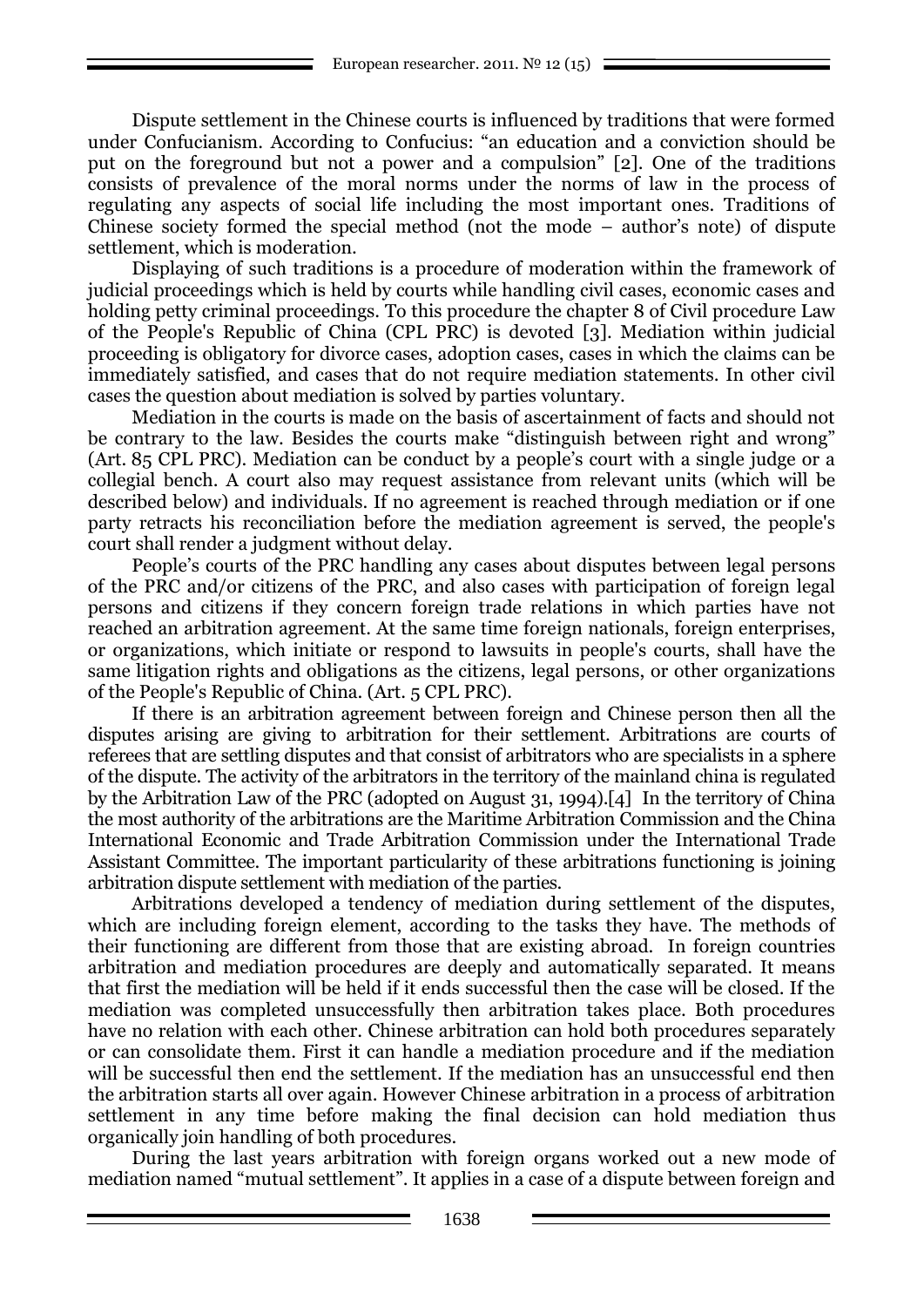Dispute settlement in the Chinese courts is influenced by traditions that were formed under Confucianism. According to Confucius: "an education and a conviction should be put on the foreground but not a power and a compulsion" [2]. One of the traditions consists of prevalence of the moral norms under the norms of law in the process of regulating any aspects of social life including the most important ones. Traditions of Chinese society formed the special method (not the mode – author's note) of dispute settlement, which is moderation.

Displaying of such traditions is a procedure of moderation within the framework of judicial proceedings which is held by courts while handling civil cases, economic cases and holding petty criminal proceedings. To this procedure the chapter 8 of Civil procedure Law of the People's Republic of China (CPL PRC) is devoted [3]. Mediation within judicial proceeding is obligatory for divorce cases, adoption cases, cases in which the claims can be immediately satisfied, and cases that do not require mediation statements. In other civil cases the question about mediation is solved by parties voluntary.

Mediation in the courts is made on the basis of ascertainment of facts and should not be contrary to the law. Besides the courts make "distinguish between right and wrong" (Art. 85 CPL PRC). Mediation can be conduct by a people's court with a single judge or a collegial bench. A court also may request assistance from relevant units (which will be described below) and individuals. If no agreement is reached through mediation or if one party retracts his reconciliation before the mediation agreement is served, the people's court shall render a judgment without delay.

People's courts of the PRC handling any cases about disputes between legal persons of the PRC and/or citizens of the PRC, and also cases with participation of foreign legal persons and citizens if they concern foreign trade relations in which parties have not reached an arbitration agreement. At the same time foreign nationals, foreign enterprises, or organizations, which initiate or respond to lawsuits in people's courts, shall have the same litigation rights and obligations as the citizens, legal persons, or other organizations of the People's Republic of China. (Art. 5 CPL PRC).

If there is an arbitration agreement between foreign and Chinese person then all the disputes arising are giving to arbitration for their settlement. Arbitrations are courts of referees that are settling disputes and that consist of arbitrators who are specialists in a sphere of the dispute. The activity of the arbitrators in the territory of the mainland china is regulated by the Arbitration Law of the PRC (adopted on August 31, 1994).[4] In the territory of China the most authority of the arbitrations are the Maritime Arbitration Commission and the China International Economic and Trade Arbitration Commission under the International Trade Assistant Committee. The important particularity of these arbitrations functioning is joining arbitration dispute settlement with mediation of the parties.

Arbitrations developed a tendency of mediation during settlement of the disputes, which are including foreign element, according to the tasks they have. The methods of their functioning are different from those that are existing abroad. In foreign countries arbitration and mediation procedures are deeply and automatically separated. It means that first the mediation will be held if it ends successful then the case will be closed. If the mediation was completed unsuccessfully then arbitration takes place. Both procedures have no relation with each other. Chinese arbitration can hold both procedures separately or can consolidate them. First it can handle a mediation procedure and if the mediation will be successful then end the settlement. If the mediation has an unsuccessful end then the arbitration starts all over again. However Chinese arbitration in a process of arbitration settlement in any time before making the final decision can hold mediation thus organically join handling of both procedures.

During the last years arbitration with foreign organs worked out a new mode of mediation named "mutual settlement". It applies in a case of a dispute between foreign and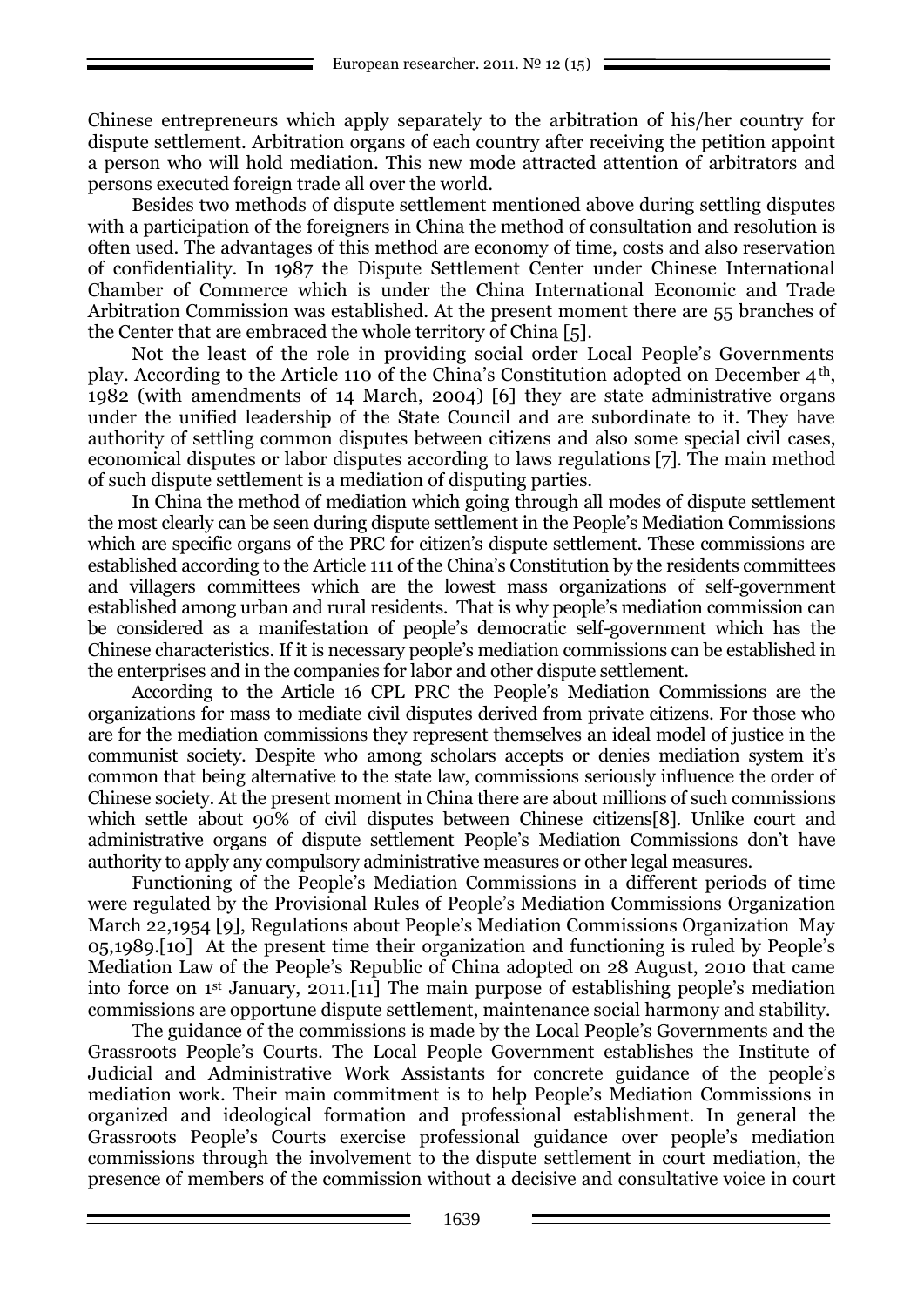Chinese entrepreneurs which apply separately to the arbitration of his/her country for dispute settlement. Arbitration organs of each country after receiving the petition appoint a person who will hold mediation. This new mode attracted attention of arbitrators and persons executed foreign trade all over the world.

Besides two methods of dispute settlement mentioned above during settling disputes with a participation of the foreigners in China the method of consultation and resolution is often used. The advantages of this method are economy of time, costs and also reservation of confidentiality. In 1987 the Dispute Settlement Center under Chinese International Chamber of Commerce which is under the China International Economic and Trade Arbitration Commission was established. At the present moment there are 55 branches of the Center that are embraced the whole territory of China [5].

Not the least of the role in providing social order Local People's Governments play. According to the Article 110 of the China's Constitution adopted on December 4th, 1982 (with amendments of 14 March, 2004) [6] they are state administrative organs under the unified leadership of the State Council and are subordinate to it. They have authority of settling common disputes between citizens and also some special civil cases, economical disputes or labor disputes according to laws regulations [7]. The main method of such dispute settlement is a mediation of disputing parties.

In China the method of mediation which going through all modes of dispute settlement the most clearly can be seen during dispute settlement in the People's Mediation Commissions which are specific organs of the PRC for citizen's dispute settlement. These commissions are established according to the Article 111 of the China's Constitution by the residents committees and villagers committees which are the lowest mass organizations of self-government established among urban and rural residents. That is why people's mediation commission can be considered as a manifestation of people's democratic self-government which has the Chinese characteristics. If it is necessary people's mediation commissions can be established in the enterprises and in the companies for labor and other dispute settlement.

According to the Article 16 CPL PRC the People's Mediation Commissions are the organizations for mass to mediate civil disputes derived from private citizens. For those who are for the mediation commissions they represent themselves an ideal model of justice in the communist society. Despite who among scholars accepts or denies mediation system it's common that being alternative to the state law, commissions seriously influence the order of Chinese society. At the present moment in China there are about millions of such commissions which settle about 90% of civil disputes between Chinese citizens[8]. Unlike court and administrative organs of dispute settlement People's Mediation Commissions don't have authority to apply any compulsory administrative measures or other legal measures.

Functioning of the People's Mediation Commissions in a different periods of time were regulated by the Provisional Rules of People's Mediation Commissions Organization March 22,1954 [9], Regulations about People's Mediation Commissions Organization May 05,1989.[10] At the present time their organization and functioning is ruled by People's Mediation Law of the People's Republic of China adopted on 28 August, 2010 that came into force on 1st January, 2011.[11] The main purpose of establishing people's mediation commissions are opportune dispute settlement, maintenance social harmony and stability.

The guidance of the commissions is made by the Local People's Governments and the Grassroots People's Courts. The Local People Government establishes the Institute of Judicial and Administrative Work Assistants for concrete guidance of the people's mediation work. Their main commitment is to help People's Mediation Commissions in organized and ideological formation and professional establishment. In general the Grassroots People's Courts exercise professional guidance over people's mediation commissions through the involvement to the dispute settlement in court mediation, the presence of members of the commission without a decisive and consultative voice in court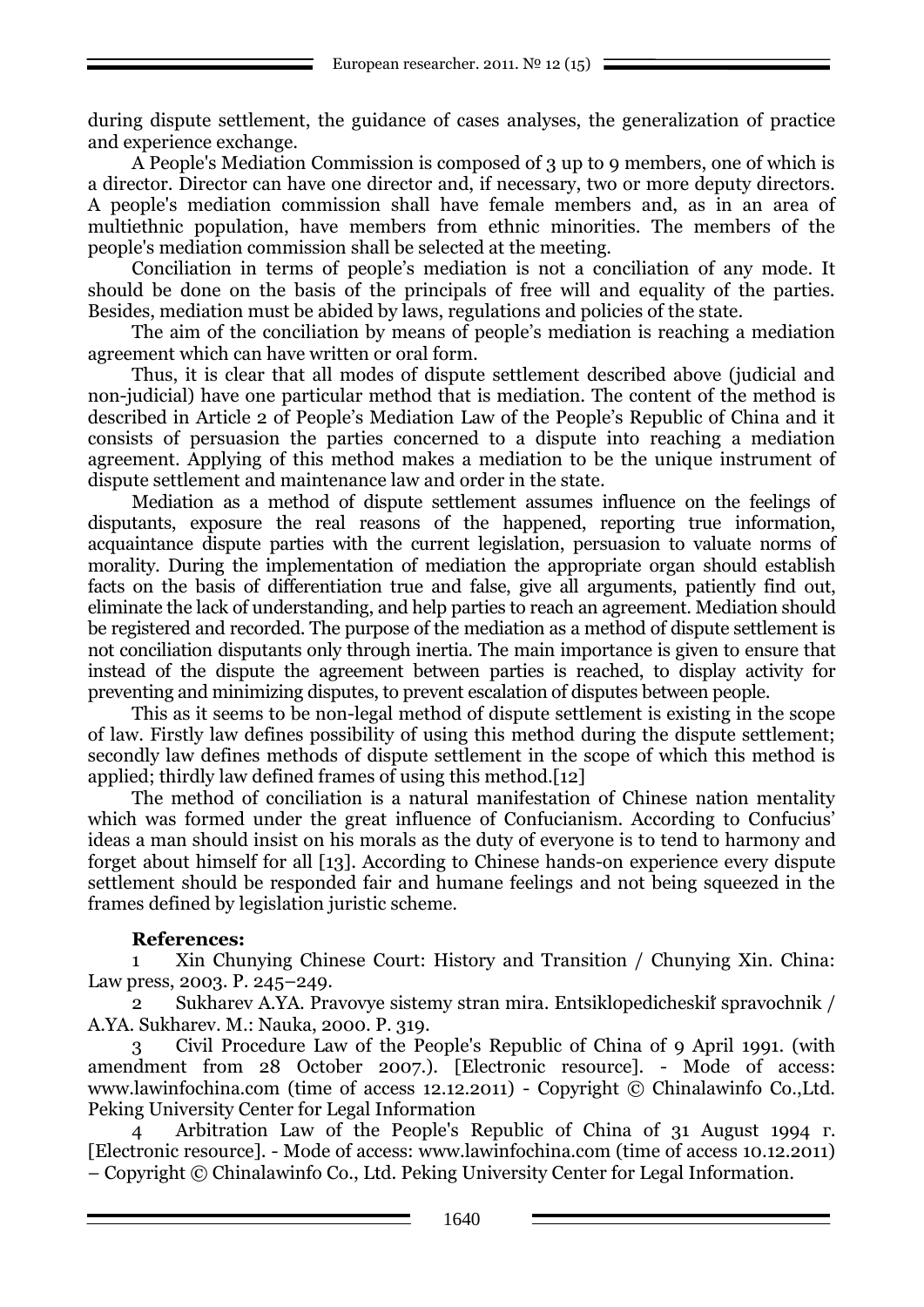during dispute settlement, the guidance of cases analyses, the generalization of practice and experience exchange.

A People's Mediation Commission is composed of 3 up to 9 members, one of which is a director. Director can have one director and, if necessary, two or more deputy directors. A people's mediation commission shall have female members and, as in an area of multiethnic population, have members from ethnic minorities. The members of the people's mediation commission shall be selected at the meeting.

Conciliation in terms of people's mediation is not a conciliation of any mode. It should be done on the basis of the principals of free will and equality of the parties. Besides, mediation must be abided by laws, regulations and policies of the state.

The aim of the conciliation by means of people's mediation is reaching a mediation agreement which can have written or oral form.

Thus, it is clear that all modes of dispute settlement described above (judicial and non-judicial) have one particular method that is mediation. The content of the method is described in Article 2 of People's Mediation Law of the People's Republic of China and it consists of persuasion the parties concerned to a dispute into reaching a mediation agreement. Applying of this method makes a mediation to be the unique instrument of dispute settlement and maintenance law and order in the state.

Mediation as a method of dispute settlement assumes influence on the feelings of disputants, exposure the real reasons of the happened, reporting true information, acquaintance dispute parties with the current legislation, persuasion to valuate norms of morality. During the implementation of mediation the appropriate organ should establish facts on the basis of differentiation true and false, give all arguments, patiently find out, eliminate the lack of understanding, and help parties to reach an agreement. Mediation should be registered and recorded. The purpose of the mediation as a method of dispute settlement is not conciliation disputants only through inertia. The main importance is given to ensure that instead of the dispute the agreement between parties is reached, to display activity for preventing and minimizing disputes, to prevent escalation of disputes between people.

This as it seems to be non-legal method of dispute settlement is existing in the scope of law. Firstly law defines possibility of using this method during the dispute settlement; secondly law defines methods of dispute settlement in the scope of which this method is applied; thirdly law defined frames of using this method.[12]

The method of conciliation is a natural manifestation of Chinese nation mentality which was formed under the great influence of Confucianism. According to Confucius' ideas a man should insist on his morals as the duty of everyone is to tend to harmony and forget about himself for all [13]. According to Chinese hands-on experience every dispute settlement should be responded fair and humane feelings and not being squeezed in the frames defined by legislation juristic scheme.

**References:**

1 Xin Chunying Chinese Court: History and Transition / Chunying Xin. China: Law press, 2003. P. 245–249.

2 Sukharev A.YA. Pravovye sistemy stran mira. Entsiklopedicheskiĭ spravochnik / A.YA. Sukharev. M.: Nauka, 2000. P. 319.

3 Civil Procedure Law of the People's Republic of China of 9 April 1991. (with amendment from 28 October 2007.). [Electronic resource]. - Mode of access: www.lawinfochina.com (time of access 12.12.2011) - Copyright © Chinalawinfo Co.,Ltd. Peking University Center for Legal Information

4 Arbitration Law of the People's Republic of China of 31 August 1994 г. [Electronic resource]. - Mode of access: www.lawinfochina.com (time of access 10.12.2011) – Copyright © Chinalawinfo Co., Ltd. Peking University Center for Legal Information.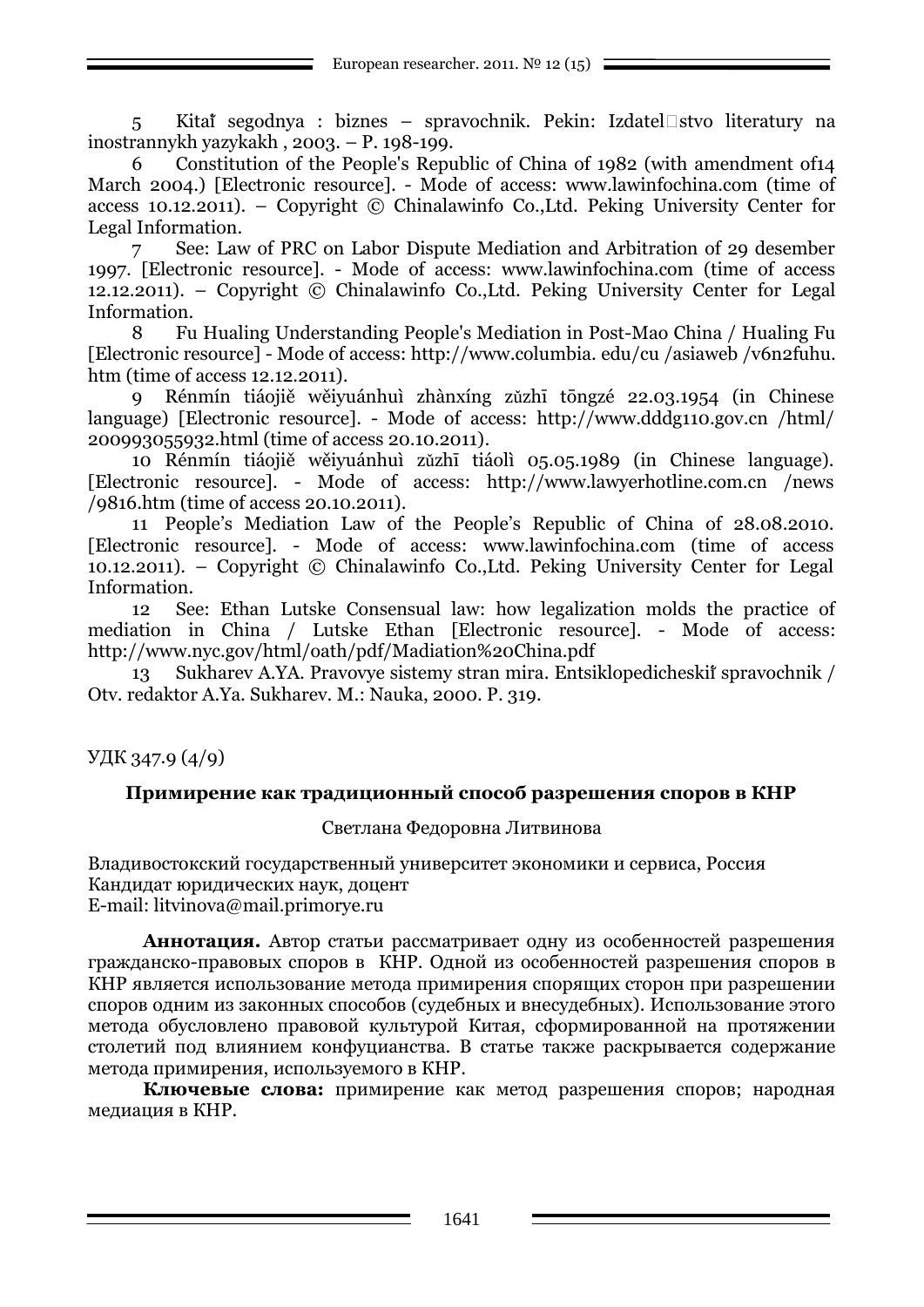5 Kitaĭ segodnya : biznes – spravochnik. Pekin: Izdatel□stvo literatury na inostrannykh yazykakh , 2003. – P. 198-199.

6 Constitution of the People's Republic of China of 1982 (with amendment of14 March 2004.) [Electronic resource]. - Mode of access: www.lawinfochina.com (time of access 10.12.2011). – Copyright © Chinalawinfo Co.,Ltd. Peking University Center for Legal Information.

7 See: Law of PRC on Labor Dispute Mediation and Arbitration of 29 desember 1997. [Electronic resource]. - Mode of access: www.lawinfochina.com (time of access 12.12.2011). – Copyright © Chinalawinfo Co.,Ltd. Peking University Center for Legal Information.

8 Fu Hualing Understanding People's Mediation in Post-Mao China / Hualing Fu [Electronic resource] - Mode of access: http://www.columbia. edu/cu /asiaweb /v6n2fuhu. htm (time of access 12.12.2011).

9 Rénmín tiáojiě wěiyuánhuì zhànxíng zǔzhī tōngzé 22.03.1954 (in Chinese language) [Electronic resource]. - Mode of access: http://www.dddg110.gov.cn /html/ 200993055932.html (time of access 20.10.2011).

10 Rénmín tiáojiě wěiyuánhuì zǔzhī tiáolì 05.05.1989 (in Chinese language). [Electronic resource]. - Mode of access: http://www.lawyerhotline.com.cn /news /9816.htm (time of access 20.10.2011).

11 People's Mediation Law of the People's Republic of China of 28.08.2010. [Electronic resource]. - Mode of access: www.lawinfochina.com (time of access 10.12.2011). – Copyright © Chinalawinfo Co.,Ltd. Peking University Center for Legal Information.

12 See: Ethan Lutske Consensual law: how legalization molds the practice of mediation in China / Lutske Ethan [Electronic resource]. - Mode of access: http://www.nyc.gov/html/oath/pdf/Madiation%20China.pdf

13 Sukharev A.YA. Pravovye sistemy stran mira. Entsiklopedicheskiĭ spravochnik / Otv. redaktor A.Ya. Sukharev. M.: Nauka, 2000. P. 319.

УДК 347.9 (4/9)

## Примирение как традиционный способ разрешения споров в КНР

Светлана Федоровна Литвинова

Владивостокский государственный университет экономики и сервиса, Россия
Кандидат юридических наук, доцент
E-mail: litvinova@mail.primorye.ru

**Аннотация.** Автор статьи рассматривает одну из особенностей разрешения гражданско-правовых споров в КНР. Одной из особенностей разрешения споров в КНР является использование метода примирения спорящих сторон при разрешении споров одним из законных способов (судебных и внесудебных). Использование этого метода обусловлено правовой культурой Китая, сформированной на протяжении столетий под влиянием конфуцианства. В статье также раскрывается содержание метода примирения, используемого в КНР.

**Ключевые слова:** примирение как метод разрешения споров; народная медиация в КНР.